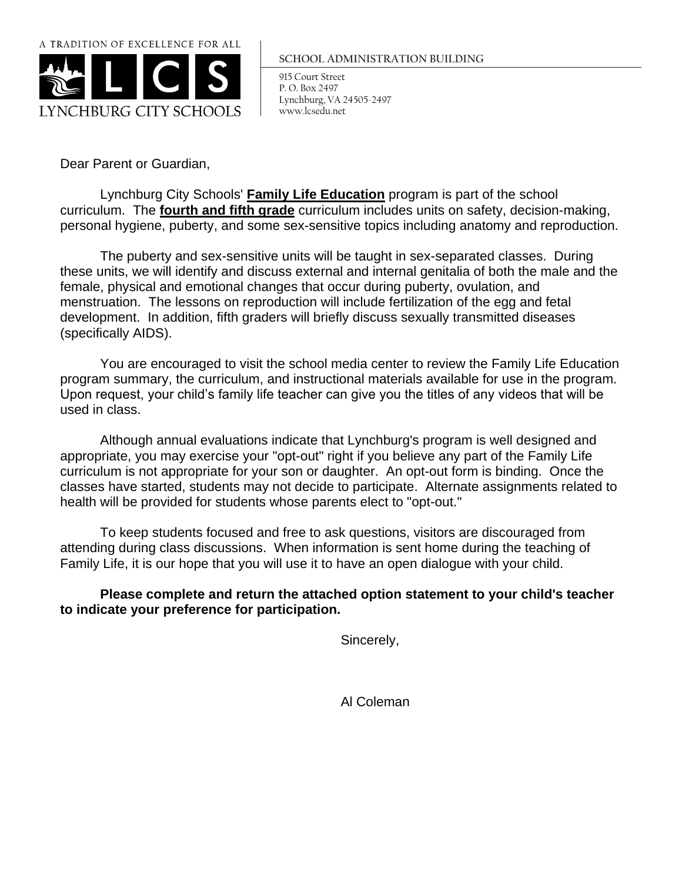A TRADITION OF EXCELLENCE FOR ALL

LCS

LYNCHBURG CITY SCHOOLS

SCHOOL ADMINISTRATION BUILDING

915 Court Street
P. O. Box 2497
Lynchburg, VA 24505-2497
www.lcsedu.net

Dear Parent or Guardian,

Lynchburg City Schools' **Family Life Education** program is part of the school curriculum. The **fourth and fifth grade** curriculum includes units on safety, decision-making, personal hygiene, puberty, and some sex-sensitive topics including anatomy and reproduction.

The puberty and sex-sensitive units will be taught in sex-separated classes. During these units, we will identify and discuss external and internal genitalia of both the male and the female, physical and emotional changes that occur during puberty, ovulation, and menstruation. The lessons on reproduction will include fertilization of the egg and fetal development. In addition, fifth graders will briefly discuss sexually transmitted diseases (specifically AIDS).

You are encouraged to visit the school media center to review the Family Life Education program summary, the curriculum, and instructional materials available for use in the program. Upon request, your child's family life teacher can give you the titles of any videos that will be used in class.

Although annual evaluations indicate that Lynchburg's program is well designed and appropriate, you may exercise your "opt-out" right if you believe any part of the Family Life curriculum is not appropriate for your son or daughter. An opt-out form is binding. Once the classes have started, students may not decide to participate. Alternate assignments related to health will be provided for students whose parents elect to "opt-out."

To keep students focused and free to ask questions, visitors are discouraged from attending during class discussions. When information is sent home during the teaching of Family Life, it is our hope that you will use it to have an open dialogue with your child.

**Please complete and return the attached option statement to your child's teacher to indicate your preference for participation.**

Sincerely,

Al Coleman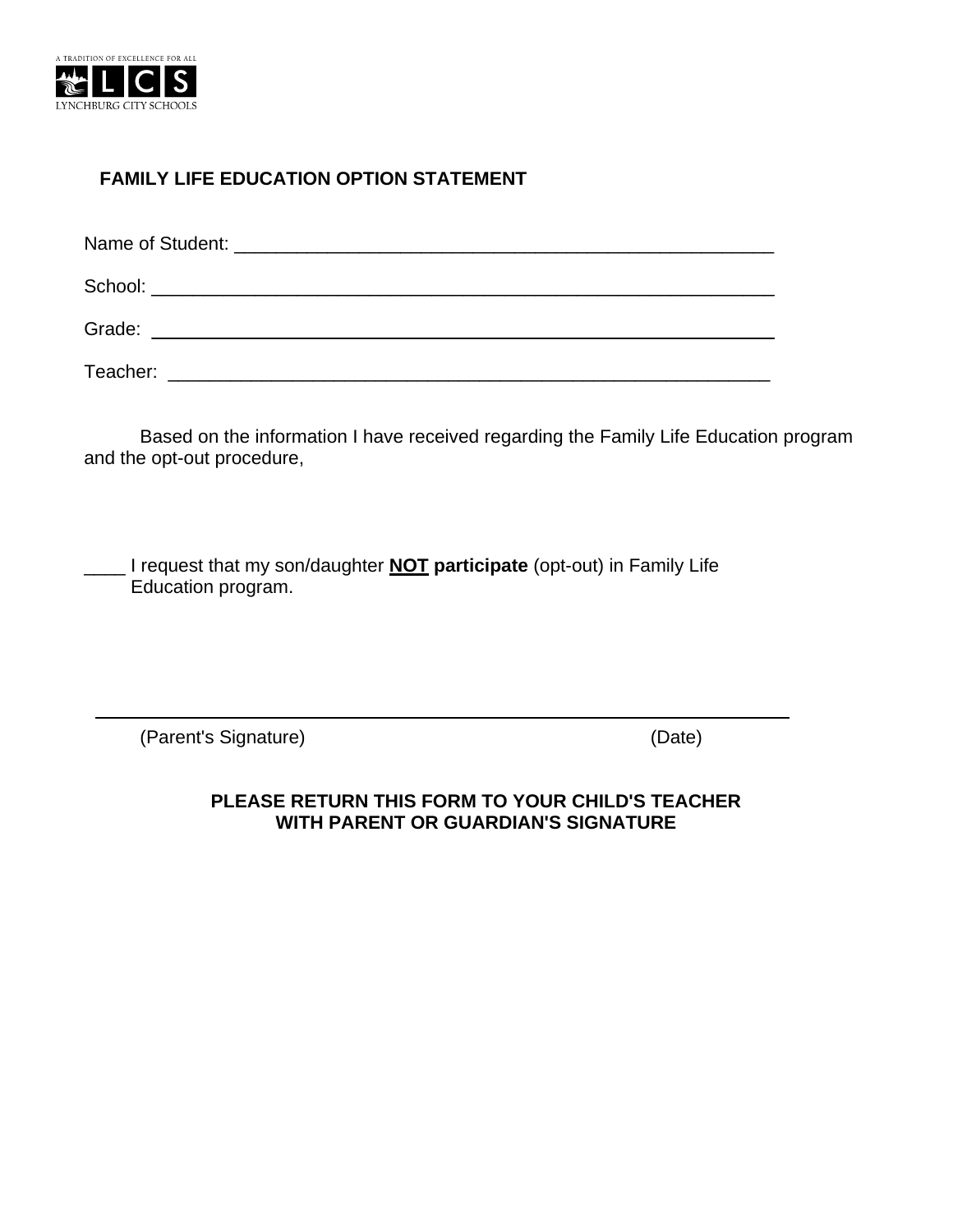A TRADITION OF EXCELLENCE FOR ALL
LCS
LYNCHBURG CITY SCHOOLS

**FAMILY LIFE EDUCATION OPTION STATEMENT**

Name of Student: ______________________________________________

School: ______________________________________________

Grade: ______________________________________________

Teacher: ______________________________________________

Based on the information I have received regarding the Family Life Education program and the opt-out procedure,

____ I request that my son/daughter **NOT participate** (opt-out) in Family Life Education program.

______________________________________________

(Parent's Signature) (Date)

**PLEASE RETURN THIS FORM TO YOUR CHILD'S TEACHER WITH PARENT OR GUARDIAN'S SIGNATURE**